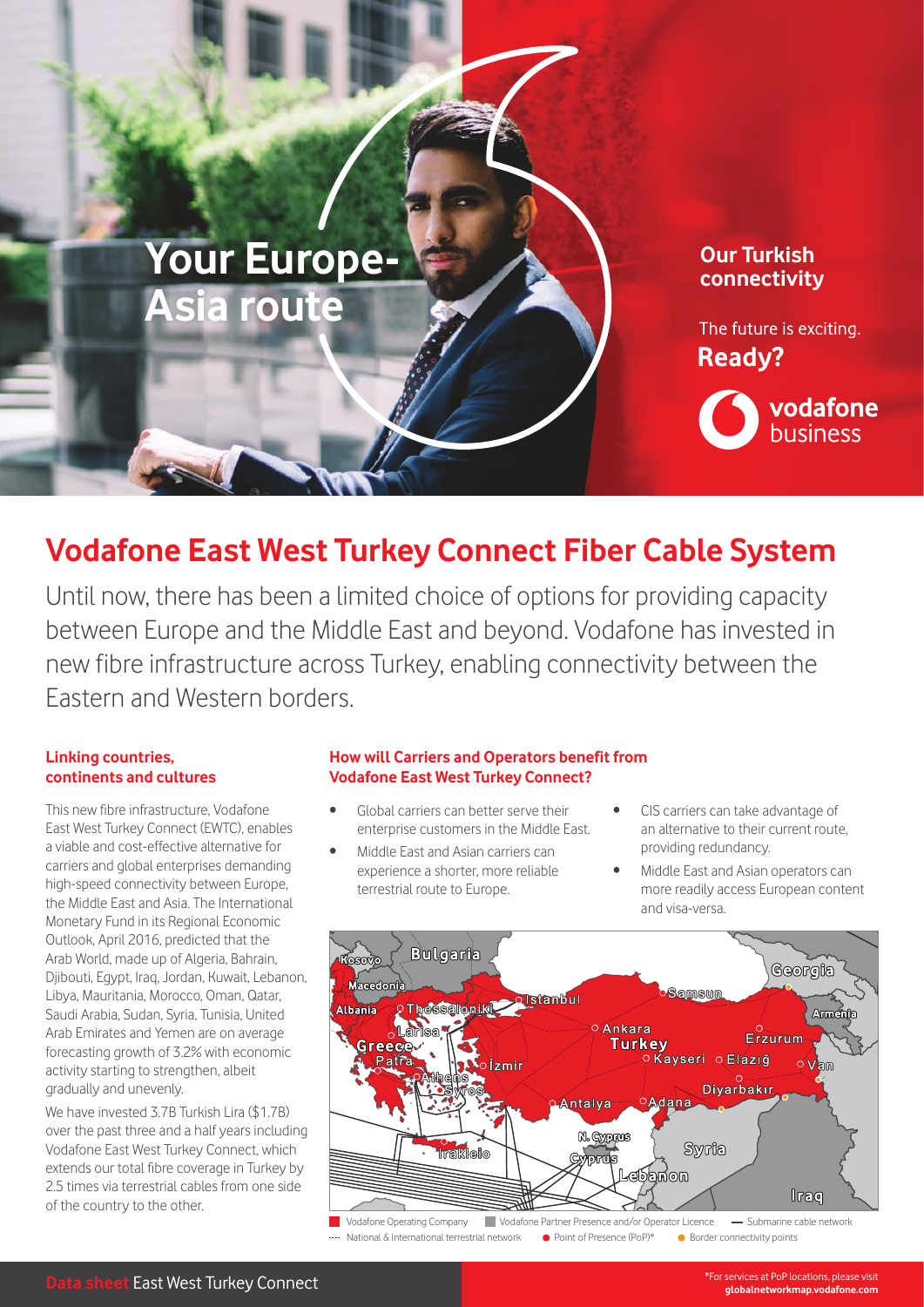# Your Europe-Asia route

## Our Turkish connectivity

The future is exciting.
**Ready?**

vodafone business

# Vodafone East West Turkey Connect Fiber Cable System

Until now, there has been a limited choice of options for providing capacity between Europe and the Middle East and beyond. Vodafone has invested in new fibre infrastructure across Turkey, enabling connectivity between the Eastern and Western borders.

### Linking countries, continents and cultures

This new fibre infrastructure, Vodafone East West Turkey Connect (EWTC), enables a viable and cost-effective alternative for carriers and global enterprises demanding high-speed connectivity between Europe, the Middle East and Asia. The International Monetary Fund in its Regional Economic Outlook, April 2016, predicted that the Arab World, made up of Algeria, Bahrain, Djibouti, Egypt, Iraq, Jordan, Kuwait, Lebanon, Libya, Mauritania, Morocco, Oman, Qatar, Saudi Arabia, Sudan, Syria, Tunisia, United Arab Emirates and Yemen are on average forecasting growth of 3.2% with economic activity starting to strengthen, albeit gradually and unevenly.

We have invested 3.7B Turkish Lira ($1.7B) over the past three and a half years including Vodafone East West Turkey Connect, which extends our total fibre coverage in Turkey by 2.5 times via terrestrial cables from one side of the country to the other.

### How will Carriers and Operators benefit from Vodafone East West Turkey Connect?

- Global carriers can better serve their enterprise customers in the Middle East.
- Middle East and Asian carriers can experience a shorter, more reliable terrestrial route to Europe.
- CIS carriers can take advantage of an alternative to their current route, providing redundancy.
- Middle East and Asian operators can more readily access European content and visa-versa.

Vodafone Operating Company | Vodafone Partner Presence and/or Operator Licence | Submarine cable network | National & International terrestrial network | Point of Presence (PoP)* | Border connectivity points

**Data sheet** East West Turkey Connect

*For services at PoP locations, please visit **globalnetworkmap.vodafone.com**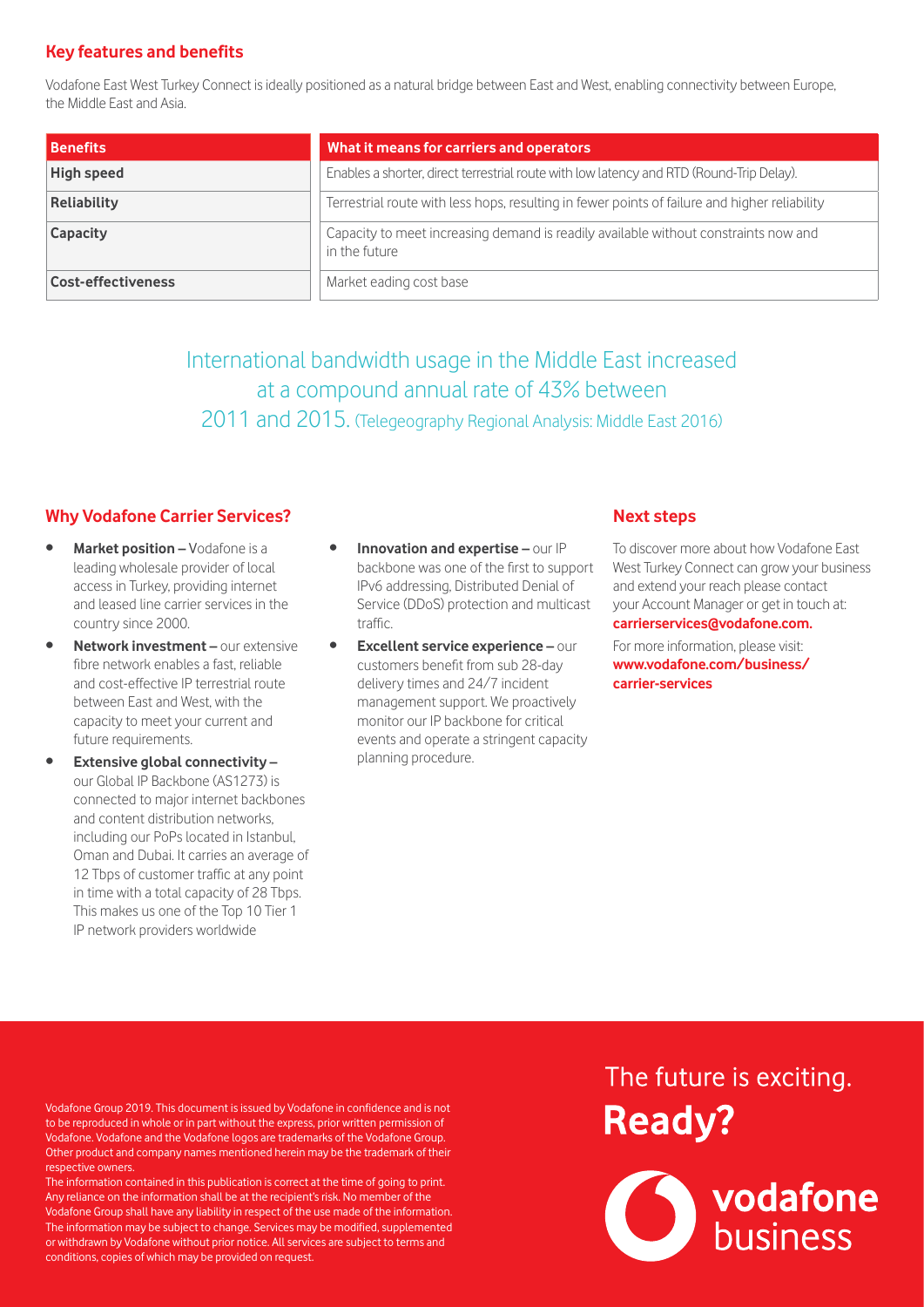## Key features and benefits

Vodafone East West Turkey Connect is ideally positioned as a natural bridge between East and West, enabling connectivity between Europe, the Middle East and Asia.

| Benefits | What it means for carriers and operators |
| --- | --- |
| **High speed** | Enables a shorter, direct terrestrial route with low latency and RTD (Round-Trip Delay). |
| **Reliability** | Terrestrial route with less hops, resulting in fewer points of failure and higher reliability |
| **Capacity** | Capacity to meet increasing demand is readily available without constraints now and in the future |
| **Cost-effectiveness** | Market eading cost base |

International bandwidth usage in the Middle East increased at a compound annual rate of 43% between 2011 and 2015. (Telegeography Regional Analysis: Middle East 2016)

## Why Vodafone Carrier Services?

- **Market position –** Vodafone is a leading wholesale provider of local access in Turkey, providing internet and leased line carrier services in the country since 2000.
- **Network investment –** our extensive fibre network enables a fast, reliable and cost-effective IP terrestrial route between East and West, with the capacity to meet your current and future requirements.
- **Extensive global connectivity –** our Global IP Backbone (AS1273) is connected to major internet backbones and content distribution networks, including our PoPs located in Istanbul, Oman and Dubai. It carries an average of 12 Tbps of customer traffic at any point in time with a total capacity of 28 Tbps. This makes us one of the Top 10 Tier 1 IP network providers worldwide
- **Innovation and expertise –** our IP backbone was one of the first to support IPv6 addressing, Distributed Denial of Service (DDoS) protection and multicast traffic.
- **Excellent service experience –** our customers benefit from sub 28-day delivery times and 24/7 incident management support. We proactively monitor our IP backbone for critical events and operate a stringent capacity planning procedure.

## Next steps

To discover more about how Vodafone East West Turkey Connect can grow your business and extend your reach please contact your Account Manager or get in touch at: **carrierservices@vodafone.com.**

For more information, please visit: **www.vodafone.com/business/carrier-services**

Vodafone Group 2019. This document is issued by Vodafone in confidence and is not to be reproduced in whole or in part without the express, prior written permission of Vodafone. Vodafone and the Vodafone logos are trademarks of the Vodafone Group. Other product and company names mentioned herein may be the trademark of their respective owners.

The information contained in this publication is correct at the time of going to print. Any reliance on the information shall be at the recipient's risk. No member of the Vodafone Group shall have any liability in respect of the use made of the information. The information may be subject to change. Services may be modified, supplemented or withdrawn by Vodafone without prior notice. All services are subject to terms and conditions, copies of which may be provided on request.

The future is exciting.

**Ready?**

vodafone business